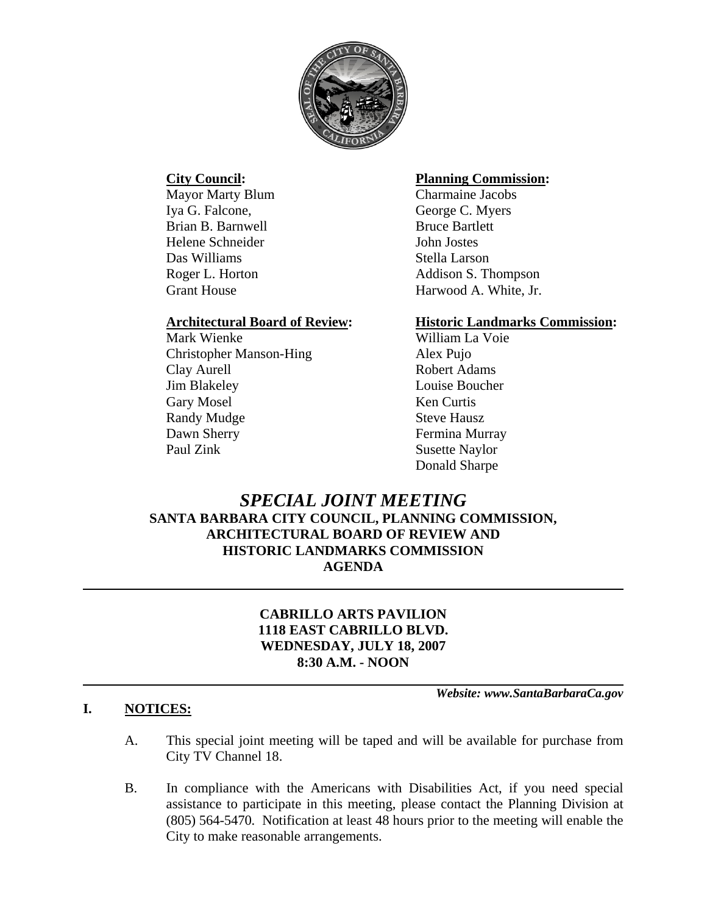**City Council:**
Mayor Marty Blum
Iya G. Falcone,
Brian B. Barnwell
Helene Schneider
Das Williams
Roger L. Horton
Grant House

**Planning Commission:**
Charmaine Jacobs
George C. Myers
Bruce Bartlett
John Jostes
Stella Larson
Addison S. Thompson
Harwood A. White, Jr.

**Architectural Board of Review:**
Mark Wienke
Christopher Manson-Hing
Clay Aurell
Jim Blakeley
Gary Mosel
Randy Mudge
Dawn Sherry
Paul Zink

**Historic Landmarks Commission:**
William La Voie
Alex Pujo
Robert Adams
Louise Boucher
Ken Curtis
Steve Hausz
Fermina Murray
Susette Naylor
Donald Sharpe

# *SPECIAL JOINT MEETING*

## SANTA BARBARA CITY COUNCIL, PLANNING COMMISSION, ARCHITECTURAL BOARD OF REVIEW AND HISTORIC LANDMARKS COMMISSION AGENDA

**CABRILLO ARTS PAVILION**
**1118 EAST CABRILLO BLVD.**
**WEDNESDAY, JULY 18, 2007**
**8:30 A.M. - NOON**

***Website: www.SantaBarbaraCa.gov***

## I. NOTICES:

A. This special joint meeting will be taped and will be available for purchase from City TV Channel 18.

B. In compliance with the Americans with Disabilities Act, if you need special assistance to participate in this meeting, please contact the Planning Division at (805) 564-5470. Notification at least 48 hours prior to the meeting will enable the City to make reasonable arrangements.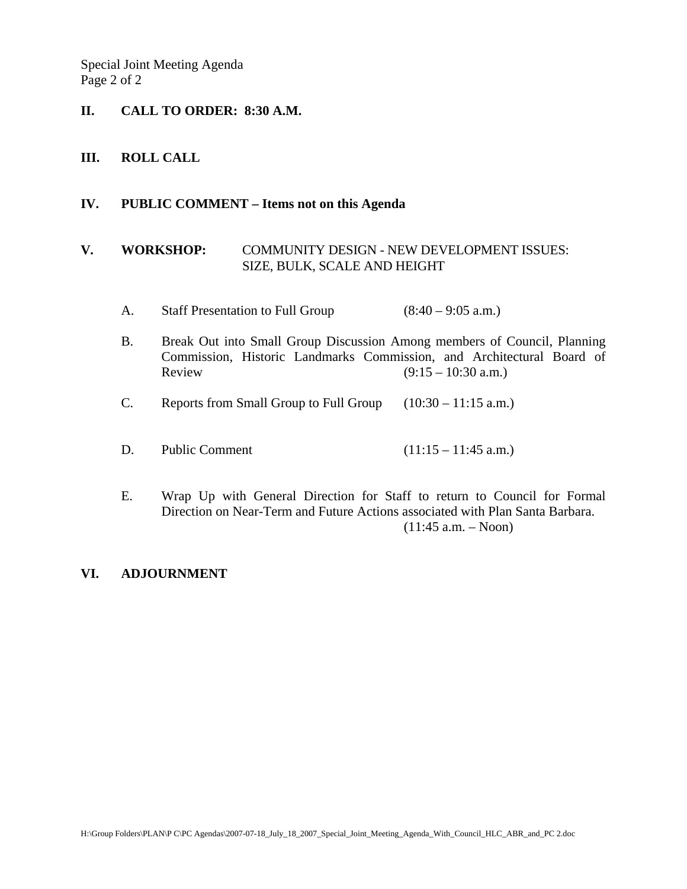**II. CALL TO ORDER: 8:30 A.M.**

**III. ROLL CALL**

**IV. PUBLIC COMMENT – Items not on this Agenda**

**V. WORKSHOP:** COMMUNITY DESIGN - NEW DEVELOPMENT ISSUES: SIZE, BULK, SCALE AND HEIGHT

A. Staff Presentation to Full Group (8:40 – 9:05 a.m.)

B. Break Out into Small Group Discussion Among members of Council, Planning Commission, Historic Landmarks Commission, and Architectural Board of Review (9:15 – 10:30 a.m.)

C. Reports from Small Group to Full Group (10:30 – 11:15 a.m.)

D. Public Comment (11:15 – 11:45 a.m.)

E. Wrap Up with General Direction for Staff to return to Council for Formal Direction on Near-Term and Future Actions associated with Plan Santa Barbara. (11:45 a.m. – Noon)

**VI. ADJOURNMENT**

H:\Group Folders\PLAN\P C\PC Agendas\2007-07-18_July_18_2007_Special_Joint_Meeting_Agenda_With_Council_HLC_ABR_and_PC 2.doc